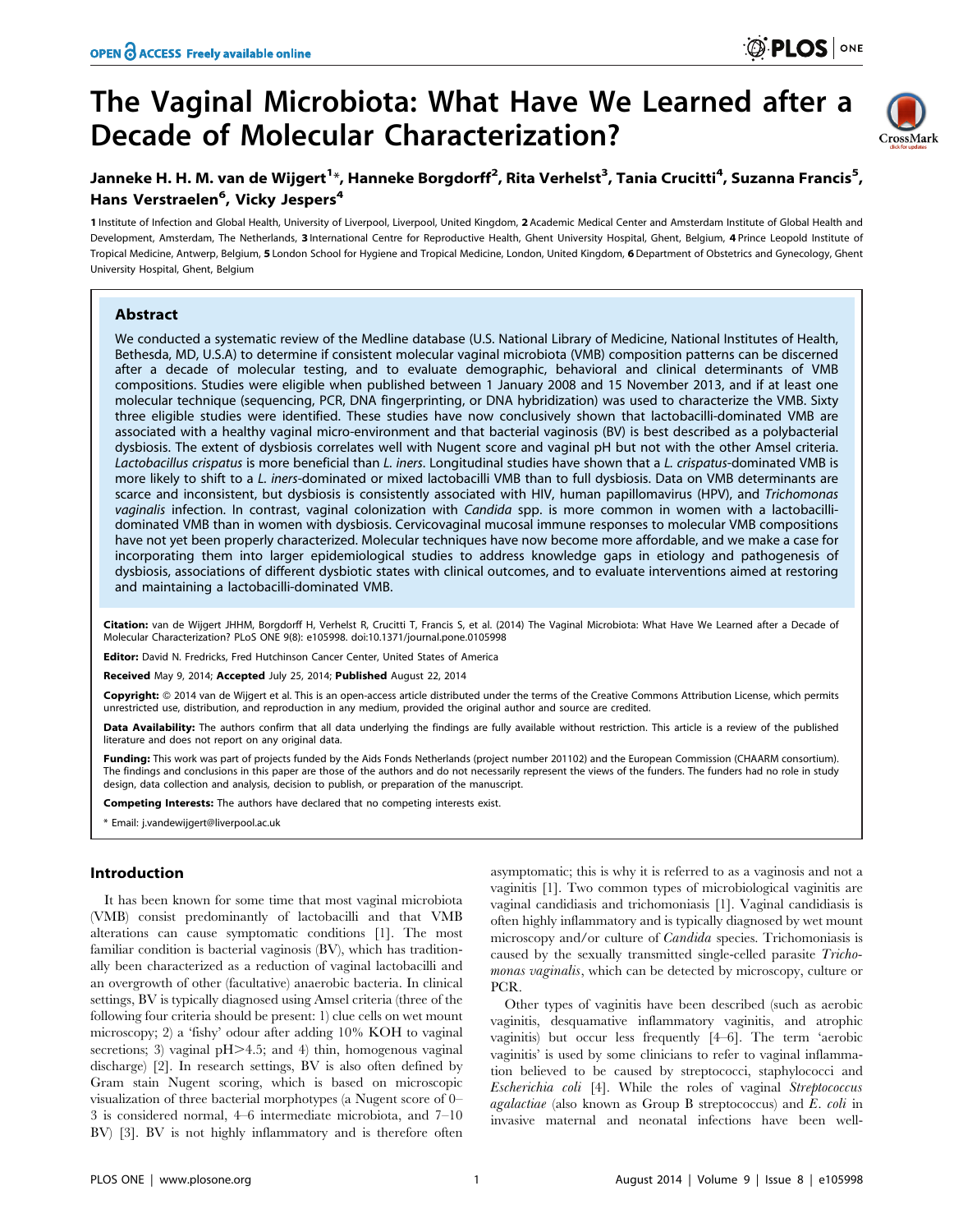# The Vaginal Microbiota: What Have We Learned after a Decade of Molecular Characterization?

**Janneke H. H. M. van de Wijgert[1]\*, Hanneke Borgdorff[2], Rita Verhelst[3], Tania Crucitti[4], Suzanna Francis[5], Hans Verstraelen[6], Vicky Jespers[4]**

**1** Institute of Infection and Global Health, University of Liverpool, Liverpool, United Kingdom, **2** Academic Medical Center and Amsterdam Institute of Global Health and Development, Amsterdam, The Netherlands, **3** International Centre for Reproductive Health, Ghent University Hospital, Ghent, Belgium, **4** Prince Leopold Institute of Tropical Medicine, Antwerp, Belgium, **5** London School for Hygiene and Tropical Medicine, London, United Kingdom, **6** Department of Obstetrics and Gynecology, Ghent University Hospital, Ghent, Belgium

## Abstract

We conducted a systematic review of the Medline database (U.S. National Library of Medicine, National Institutes of Health, Bethesda, MD, U.S.A) to determine if consistent molecular vaginal microbiota (VMB) composition patterns can be discerned after a decade of molecular testing, and to evaluate demographic, behavioral and clinical determinants of VMB compositions. Studies were eligible when published between 1 January 2008 and 15 November 2013, and if at least one molecular technique (sequencing, PCR, DNA fingerprinting, or DNA hybridization) was used to characterize the VMB. Sixty three eligible studies were identified. These studies have now conclusively shown that lactobacilli-dominated VMB are associated with a healthy vaginal micro-environment and that bacterial vaginosis (BV) is best described as a polybacterial dysbiosis. The extent of dysbiosis correlates well with Nugent score and vaginal pH but not with the other Amsel criteria. *Lactobacillus crispatus* is more beneficial than *L. iners*. Longitudinal studies have shown that a *L. crispatus*-dominated VMB is more likely to shift to a *L. iners*-dominated or mixed lactobacilli VMB than to full dysbiosis. Data on VMB determinants are scarce and inconsistent, but dysbiosis is consistently associated with HIV, human papillomavirus (HPV), and *Trichomonas vaginalis* infection. In contrast, vaginal colonization with *Candida* spp. is more common in women with a lactobacilli-dominated VMB than in women with dysbiosis. Cervicovaginal mucosal immune responses to molecular VMB compositions have not yet been properly characterized. Molecular techniques have now become more affordable, and we make a case for incorporating them into larger epidemiological studies to address knowledge gaps in etiology and pathogenesis of dysbiosis, associations of different dysbiotic states with clinical outcomes, and to evaluate interventions aimed at restoring and maintaining a lactobacilli-dominated VMB.

**Citation:** van de Wijgert JHHM, Borgdorff H, Verhelst R, Crucitti T, Francis S, et al. (2014) The Vaginal Microbiota: What Have We Learned after a Decade of Molecular Characterization? PLoS ONE 9(8): e105998. doi:10.1371/journal.pone.0105998

**Editor:** David N. Fredricks, Fred Hutchinson Cancer Center, United States of America

**Received** May 9, 2014; **Accepted** July 25, 2014; **Published** August 22, 2014

**Copyright:** © 2014 van de Wijgert et al. This is an open-access article distributed under the terms of the Creative Commons Attribution License, which permits unrestricted use, distribution, and reproduction in any medium, provided the original author and source are credited.

**Data Availability:** The authors confirm that all data underlying the findings are fully available without restriction. This article is a review of the published literature and does not report on any original data.

**Funding:** This work was part of projects funded by the Aids Fonds Netherlands (project number 201102) and the European Commission (CHAARM consortium). The findings and conclusions in this paper are those of the authors and do not necessarily represent the views of the funders. The funders had no role in study design, data collection and analysis, decision to publish, or preparation of the manuscript.

**Competing Interests:** The authors have declared that no competing interests exist.

\* Email: j.vandewijgert@liverpool.ac.uk

## Introduction

It has been known for some time that most vaginal microbiota (VMB) consist predominantly of lactobacilli and that VMB alterations can cause symptomatic conditions [1]. The most familiar condition is bacterial vaginosis (BV), which has traditionally been characterized as a reduction of vaginal lactobacilli and an overgrowth of other (facultative) anaerobic bacteria. In clinical settings, BV is typically diagnosed using Amsel criteria (three of the following four criteria should be present: 1) clue cells on wet mount microscopy; 2) a 'fishy' odour after adding 10% KOH to vaginal secretions; 3) vaginal pH>4.5; and 4) thin, homogenous vaginal discharge) [2]. In research settings, BV is also often defined by Gram stain Nugent scoring, which is based on microscopic visualization of three bacterial morphotypes (a Nugent score of 0–3 is considered normal, 4–6 intermediate microbiota, and 7–10 BV) [3]. BV is not highly inflammatory and is therefore often asymptomatic; this is why it is referred to as a vaginosis and not a vaginitis [1]. Two common types of microbiological vaginitis are vaginal candidiasis and trichomoniasis [1]. Vaginal candidiasis is often highly inflammatory and is typically diagnosed by wet mount microscopy and/or culture of *Candida* species. Trichomoniasis is caused by the sexually transmitted single-celled parasite *Trichomonas vaginalis*, which can be detected by microscopy, culture or PCR.

Other types of vaginitis have been described (such as aerobic vaginitis, desquamative inflammatory vaginitis, and atrophic vaginitis) but occur less frequently [4–6]. The term 'aerobic vaginitis' is used by some clinicians to refer to vaginal inflammation believed to be caused by streptococci, staphylococci and *Escherichia coli* [4]. While the roles of vaginal *Streptococcus agalactiae* (also known as Group B streptococcus) and *E. coli* in invasive maternal and neonatal infections have been well-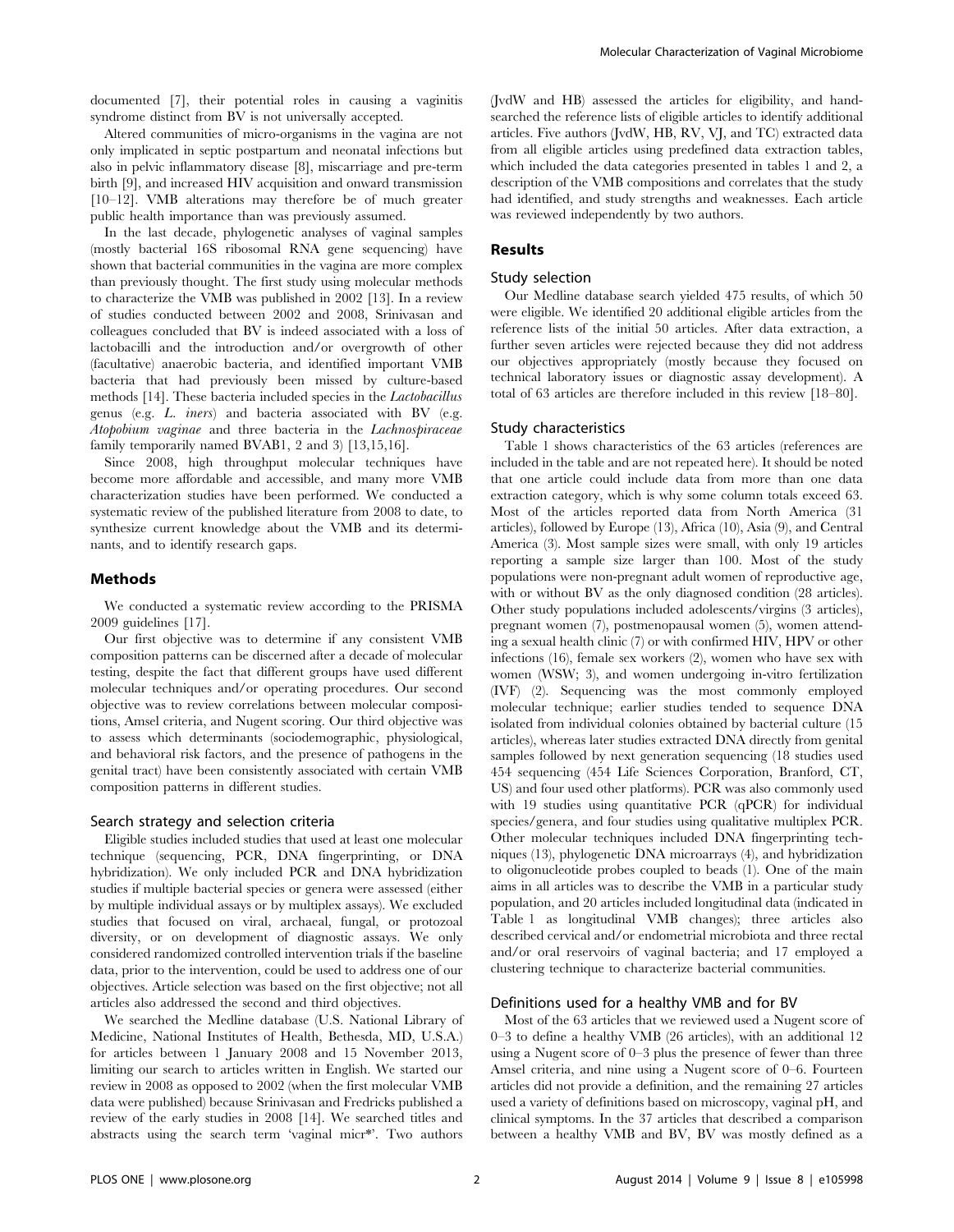documented [7], their potential roles in causing a vaginitis syndrome distinct from BV is not universally accepted.

Altered communities of micro-organisms in the vagina are not only implicated in septic postpartum and neonatal infections but also in pelvic inflammatory disease [8], miscarriage and pre-term birth [9], and increased HIV acquisition and onward transmission [10–12]. VMB alterations may therefore be of much greater public health importance than was previously assumed.

In the last decade, phylogenetic analyses of vaginal samples (mostly bacterial 16S ribosomal RNA gene sequencing) have shown that bacterial communities in the vagina are more complex than previously thought. The first study using molecular methods to characterize the VMB was published in 2002 [13]. In a review of studies conducted between 2002 and 2008, Srinivasan and colleagues concluded that BV is indeed associated with a loss of lactobacilli and the introduction and/or overgrowth of other (facultative) anaerobic bacteria, and identified important VMB bacteria that had previously been missed by culture-based methods [14]. These bacteria included species in the *Lactobacillus* genus (e.g. *L. iners*) and bacteria associated with BV (e.g. *Atopobium vaginae* and three bacteria in the *Lachnospiraceae* family temporarily named BVAB1, 2 and 3) [13,15,16].

Since 2008, high throughput molecular techniques have become more affordable and accessible, and many more VMB characterization studies have been performed. We conducted a systematic review of the published literature from 2008 to date, to synthesize current knowledge about the VMB and its determinants, and to identify research gaps.

## Methods

We conducted a systematic review according to the PRISMA 2009 guidelines [17].

Our first objective was to determine if any consistent VMB composition patterns can be discerned after a decade of molecular testing, despite the fact that different groups have used different molecular techniques and/or operating procedures. Our second objective was to review correlations between molecular compositions, Amsel criteria, and Nugent scoring. Our third objective was to assess which determinants (sociodemographic, physiological, and behavioral risk factors, and the presence of pathogens in the genital tract) have been consistently associated with certain VMB composition patterns in different studies.

### Search strategy and selection criteria

Eligible studies included studies that used at least one molecular technique (sequencing, PCR, DNA fingerprinting, or DNA hybridization). We only included PCR and DNA hybridization studies if multiple bacterial species or genera were assessed (either by multiple individual assays or by multiplex assays). We excluded studies that focused on viral, archaeal, fungal, or protozoal diversity, or on development of diagnostic assays. We only considered randomized controlled intervention trials if the baseline data, prior to the intervention, could be used to address one of our objectives. Article selection was based on the first objective; not all articles also addressed the second and third objectives.

We searched the Medline database (U.S. National Library of Medicine, National Institutes of Health, Bethesda, MD, U.S.A.) for articles between 1 January 2008 and 15 November 2013, limiting our search to articles written in English. We started our review in 2008 as opposed to 2002 (when the first molecular VMB data were published) because Srinivasan and Fredricks published a review of the early studies in 2008 [14]. We searched titles and abstracts using the search term 'vaginal micr*'. Two authors (JvdW and HB) assessed the articles for eligibility, and hand-searched the reference lists of eligible articles to identify additional articles. Five authors (JvdW, HB, RV, VJ, and TC) extracted data from all eligible articles using predefined data extraction tables, which included the data categories presented in tables 1 and 2, a description of the VMB compositions and correlates that the study had identified, and study strengths and weaknesses. Each article was reviewed independently by two authors.

## Results

### Study selection

Our Medline database search yielded 475 results, of which 50 were eligible. We identified 20 additional eligible articles from the reference lists of the initial 50 articles. After data extraction, a further seven articles were rejected because they did not address our objectives appropriately (mostly because they focused on technical laboratory issues or diagnostic assay development). A total of 63 articles are therefore included in this review [18–80].

### Study characteristics

Table 1 shows characteristics of the 63 articles (references are included in the table and are not repeated here). It should be noted that one article could include data from more than one data extraction category, which is why some column totals exceed 63. Most of the articles reported data from North America (31 articles), followed by Europe (13), Africa (10), Asia (9), and Central America (3). Most sample sizes were small, with only 19 articles reporting a sample size larger than 100. Most of the study populations were non-pregnant adult women of reproductive age, with or without BV as the only diagnosed condition (28 articles). Other study populations included adolescents/virgins (3 articles), pregnant women (7), postmenopausal women (5), women attending a sexual health clinic (7) or with confirmed HIV, HPV or other infections (16), female sex workers (2), women who have sex with women (WSW; 3), and women undergoing in-vitro fertilization (IVF) (2). Sequencing was the most commonly employed molecular technique; earlier studies tended to sequence DNA isolated from individual colonies obtained by bacterial culture (15 articles), whereas later studies extracted DNA directly from genital samples followed by next generation sequencing (18 studies used 454 sequencing (454 Life Sciences Corporation, Branford, CT, US) and four used other platforms). PCR was also commonly used with 19 studies using quantitative PCR (qPCR) for individual species/genera, and four studies using qualitative multiplex PCR. Other molecular techniques included DNA fingerprinting techniques (13), phylogenetic DNA microarrays (4), and hybridization to oligonucleotide probes coupled to beads (1). One of the main aims in all articles was to describe the VMB in a particular study population, and 20 articles included longitudinal data (indicated in Table 1 as longitudinal VMB changes); three articles also described cervical and/or endometrial microbiota and three rectal and/or oral reservoirs of vaginal bacteria; and 17 employed a clustering technique to characterize bacterial communities.

### Definitions used for a healthy VMB and for BV

Most of the 63 articles that we reviewed used a Nugent score of 0–3 to define a healthy VMB (26 articles), with an additional 12 using a Nugent score of 0–3 plus the presence of fewer than three Amsel criteria, and nine using a Nugent score of 0–6. Fourteen articles did not provide a definition, and the remaining 27 articles used a variety of definitions based on microscopy, vaginal pH, and clinical symptoms. In the 37 articles that described a comparison between a healthy VMB and BV, BV was mostly defined as a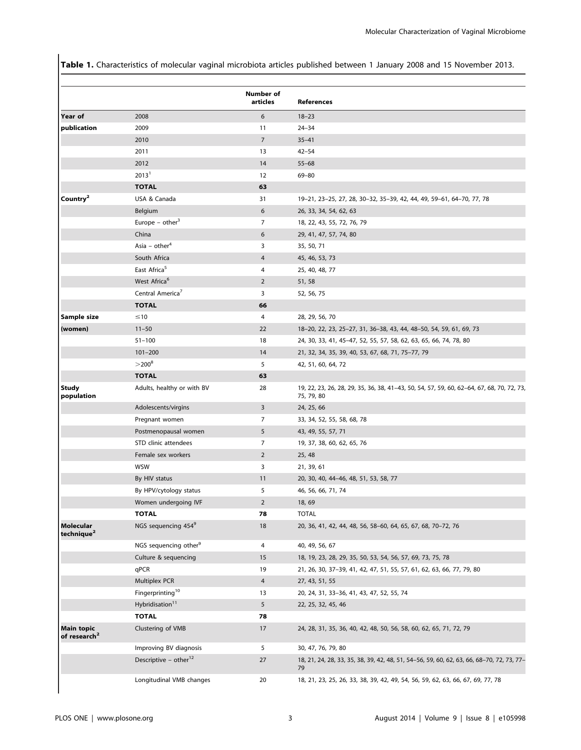**Table 1.** Characteristics of molecular vaginal microbiota articles published between 1 January 2008 and 15 November 2013.

| | | Number of articles | References |
|---|---|---|---|
| **Year of publication** | 2008 | 6 | 18–23 |
| | 2009 | 11 | 24–34 |
| | 2010 | 7 | 35–41 |
| | 2011 | 13 | 42–54 |
| | 2012 | 14 | 55–68 |
| | 2013[1] | 12 | 69–80 |
| | **TOTAL** | **63** | |
| **Country[2]** | USA & Canada | 31 | 19–21, 23–25, 27, 28, 30–32, 35–39, 42, 44, 49, 59–61, 64–70, 77, 78 |
| | Belgium | 6 | 26, 33, 34, 54, 62, 63 |
| | Europe – other[3] | 7 | 18, 22, 43, 55, 72, 76, 79 |
| | China | 6 | 29, 41, 47, 57, 74, 80 |
| | Asia – other[4] | 3 | 35, 50, 71 |
| | South Africa | 4 | 45, 46, 53, 73 |
| | East Africa[5] | 4 | 25, 40, 48, 77 |
| | West Africa[6] | 2 | 51, 58 |
| | Central America[7] | 3 | 52, 56, 75 |
| | **TOTAL** | **66** | |
| **Sample size (women)** | ≤10 | 4 | 28, 29, 56, 70 |
| | 11–50 | 22 | 18–20, 22, 23, 25–27, 31, 36–38, 43, 44, 48–50, 54, 59, 61, 69, 73 |
| | 51–100 | 18 | 24, 30, 33, 41, 45–47, 52, 55, 57, 58, 62, 63, 65, 66, 74, 78, 80 |
| | 101–200 | 14 | 21, 32, 34, 35, 39, 40, 53, 67, 68, 71, 75–77, 79 |
| | >200[8] | 5 | 42, 51, 60, 64, 72 |
| | **TOTAL** | **63** | |
| **Study population** | Adults, healthy or with BV | 28 | 19, 22, 23, 26, 28, 29, 35, 36, 38, 41–43, 47–50, 54, 57, 59, 60, 62–64, 67, 68, 70, 72, 73, 75, 79, 80 |
| | Adolescents/virgins | 3 | 24, 25, 66 |
| | Pregnant women | 7 | 33, 34, 52, 55, 58, 68, 78 |
| | Postmenopausal women | 5 | 43, 49, 55, 57, 71 |
| | STD clinic attendees | 7 | 19, 37, 38, 60, 62, 65, 76 |
| | Female sex workers | 2 | 25, 48 |
| | WSW | 3 | 21, 39, 61 |
| | By HIV status | 11 | 20, 30, 40, 44–46, 48, 51, 53, 58, 77 |
| | By HPV/cytology status | 5 | 46, 56, 66, 71, 74 |
| | Women undergoing IVF | 2 | 18, 69 |
| | **TOTAL** | **78** | TOTAL |
| **Molecular technique[2]** | NGS sequencing 454[9] | 18 | 20, 36, 41, 42, 44, 48, 56, 58–60, 64, 65, 67, 68, 70–72, 76 |
| | NGS sequencing other[9] | 4 | 40, 49, 56, 67 |
| | Culture & sequencing | 15 | 18, 19, 23, 28, 29, 35, 50, 53, 54, 56, 57, 69, 73, 75, 78 |
| | qPCR | 19 | 21, 26, 30, 37–39, 41, 42, 47, 51, 55, 57, 61, 62, 63, 66, 77, 79, 80 |
| | Multiplex PCR | 4 | 27, 43, 51, 55 |
| | Fingerprinting[10] | 13 | 20, 24, 31, 33–36, 41, 43, 47, 52, 55, 74 |
| | Hybridisation[11] | 5 | 22, 25, 32, 45, 46 |
| | **TOTAL** | **78** | |
| **Main topic of research[2]** | Clustering of VMB | 17 | 24, 28, 31, 35, 36, 40, 42, 48, 50, 56, 58, 60, 62, 65, 71, 72, 79 |
| | Improving BV diagnosis | 5 | 30, 47, 76, 79, 80 |
| | Descriptive – other[12] | 27 | 18, 21, 24, 28, 33, 35, 38, 39, 42, 48, 51, 54–56, 59, 60, 62, 63, 66, 68–70, 72, 73, 77–79 |
| | Longitudinal VMB changes | 20 | 18, 21, 23, 25, 26, 33, 38, 39, 42, 49, 54, 56, 59, 62, 63, 66, 67, 69, 77, 78 |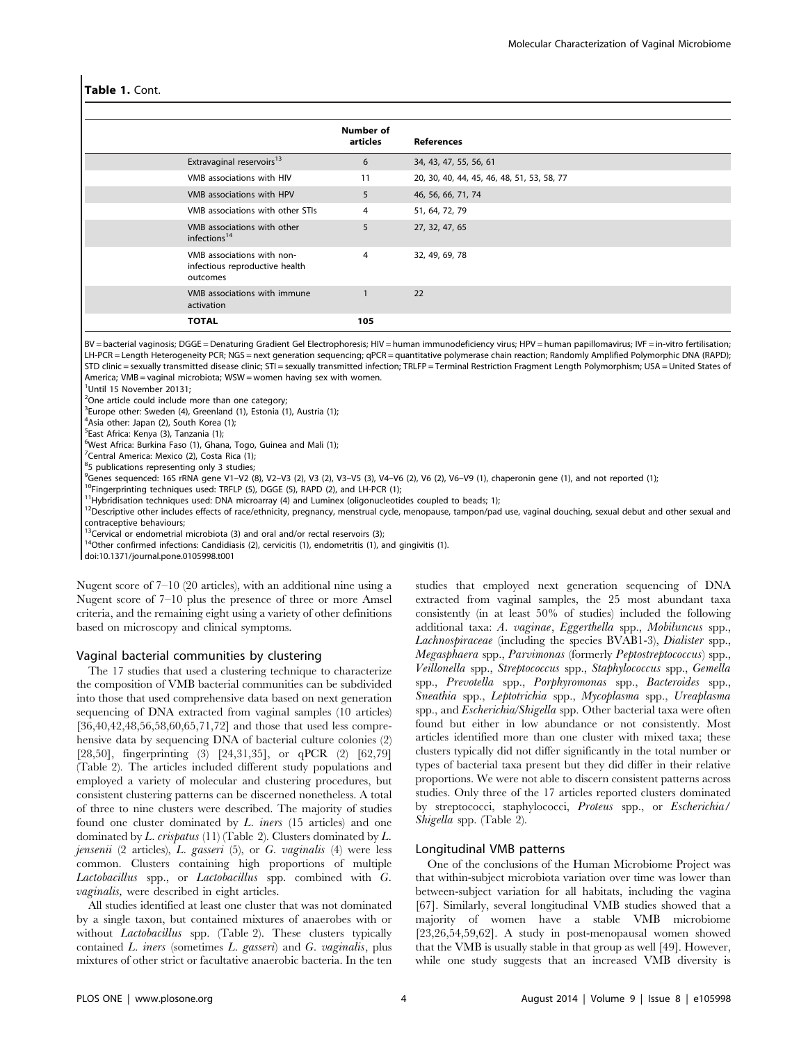**Table 1.** Cont.

| | Number of articles | References |
|---|---|---|
| Extravaginal reservoirs[13] | 6 | 34, 43, 47, 55, 56, 61 |
| VMB associations with HIV | 11 | 20, 30, 40, 44, 45, 46, 48, 51, 53, 58, 77 |
| VMB associations with HPV | 5 | 46, 56, 66, 71, 74 |
| VMB associations with other STIs | 4 | 51, 64, 72, 79 |
| VMB associations with other infections[14] | 5 | 27, 32, 47, 65 |
| VMB associations with non-infectious reproductive health outcomes | 4 | 32, 49, 69, 78 |
| VMB associations with immune activation | 1 | 22 |
| **TOTAL** | **105** | |

BV = bacterial vaginosis; DGGE = Denaturing Gradient Gel Electrophoresis; HIV = human immunodeficiency virus; HPV = human papillomavirus; IVF = in-vitro fertilisation; LH-PCR = Length Heterogeneity PCR; NGS = next generation sequencing; qPCR = quantitative polymerase chain reaction; Randomly Amplified Polymorphic DNA (RAPD); STD clinic = sexually transmitted disease clinic; STI = sexually transmitted infection; TRLFP = Terminal Restriction Fragment Length Polymorphism; USA = United States of America; VMB = vaginal microbiota; WSW = women having sex with women.

[1]Until 15 November 20131;

[2]One article could include more than one category;

[3]Europe other: Sweden (4), Greenland (1), Estonia (1), Austria (1);

[4]Asia other: Japan (2), South Korea (1);

[5]East Africa: Kenya (3), Tanzania (1);

[6]West Africa: Burkina Faso (1), Ghana, Togo, Guinea and Mali (1);

[7]Central America: Mexico (2), Costa Rica (1);

[8]5 publications representing only 3 studies;

[9]Genes sequenced: 16S rRNA gene V1–V2 (8), V2–V3 (2), V3 (2), V3–V5 (3), V4–V6 (2), V6 (2), V6–V9 (1), chaperonin gene (1), and not reported (1);

[10]Fingerprinting techniques used: TRFLP (5), DGGE (5), RAPD (2), and LH-PCR (1);

[11]Hybridisation techniques used: DNA microarray (4) and Luminex (oligonucleotides coupled to beads; 1);

[12]Descriptive other includes effects of race/ethnicity, pregnancy, menstrual cycle, menopause, tampon/pad use, vaginal douching, sexual debut and other sexual and contraceptive behaviours;

[13]Cervical or endometrial microbiota (3) and oral and/or rectal reservoirs (3);

[14]Other confirmed infections: Candidiasis (2), cervicitis (1), endometritis (1), and gingivitis (1).

doi:10.1371/journal.pone.0105998.t001

Nugent score of 7–10 (20 articles), with an additional nine using a Nugent score of 7–10 plus the presence of three or more Amsel criteria, and the remaining eight using a variety of other definitions based on microscopy and clinical symptoms.

### Vaginal bacterial communities by clustering

The 17 studies that used a clustering technique to characterize the composition of VMB bacterial communities can be subdivided into those that used comprehensive data based on next generation sequencing of DNA extracted from vaginal samples (10 articles) [36,40,42,48,56,58,60,65,71,72] and those that used less comprehensive data by sequencing DNA of bacterial culture colonies (2) [28,50], fingerprinting (3) [24,31,35], or qPCR (2) [62,79] (Table 2). The articles included different study populations and employed a variety of molecular and clustering procedures, but consistent clustering patterns can be discerned nonetheless. A total of three to nine clusters were described. The majority of studies found one cluster dominated by *L. iners* (15 articles) and one dominated by *L. crispatus* (11) (Table 2). Clusters dominated by *L. jensenii* (2 articles), *L. gasseri* (5), or *G. vaginalis* (4) were less common. Clusters containing high proportions of multiple *Lactobacillus* spp., or *Lactobacillus* spp. combined with *G. vaginalis,* were described in eight articles.

All studies identified at least one cluster that was not dominated by a single taxon, but contained mixtures of anaerobes with or without *Lactobacillus* spp. (Table 2). These clusters typically contained *L. iners* (sometimes *L. gasseri*) and *G. vaginalis*, plus mixtures of other strict or facultative anaerobic bacteria. In the ten studies that employed next generation sequencing of DNA extracted from vaginal samples, the 25 most abundant taxa consistently (in at least 50% of studies) included the following additional taxa: *A. vaginae*, *Eggerthella* spp., *Mobiluncus* spp., *Lachnospiraceae* (including the species BVAB1-3), *Dialister* spp., *Megasphaera* spp., *Parvimonas* (formerly *Peptostreptococcus*) spp., *Veillonella* spp., *Streptococcus* spp., *Staphylococcus* spp., *Gemella* spp., *Prevotella* spp., *Porphyromonas* spp., *Bacteroides* spp., *Sneathia* spp., *Leptotrichia* spp., *Mycoplasma* spp., *Ureaplasma* spp., and *Escherichia/Shigella* spp. Other bacterial taxa were often found but either in low abundance or not consistently. Most articles identified more than one cluster with mixed taxa; these clusters typically did not differ significantly in the total number or types of bacterial taxa present but they did differ in their relative proportions. We were not able to discern consistent patterns across studies. Only three of the 17 articles reported clusters dominated by streptococci, staphylococci, *Proteus* spp., or *Escherichia/Shigella* spp. (Table 2).

### Longitudinal VMB patterns

One of the conclusions of the Human Microbiome Project was that within-subject microbiota variation over time was lower than between-subject variation for all habitats, including the vagina [67]. Similarly, several longitudinal VMB studies showed that a majority of women have a stable VMB microbiome [23,26,54,59,62]. A study in post-menopausal women showed that the VMB is usually stable in that group as well [49]. However, while one study suggests that an increased VMB diversity is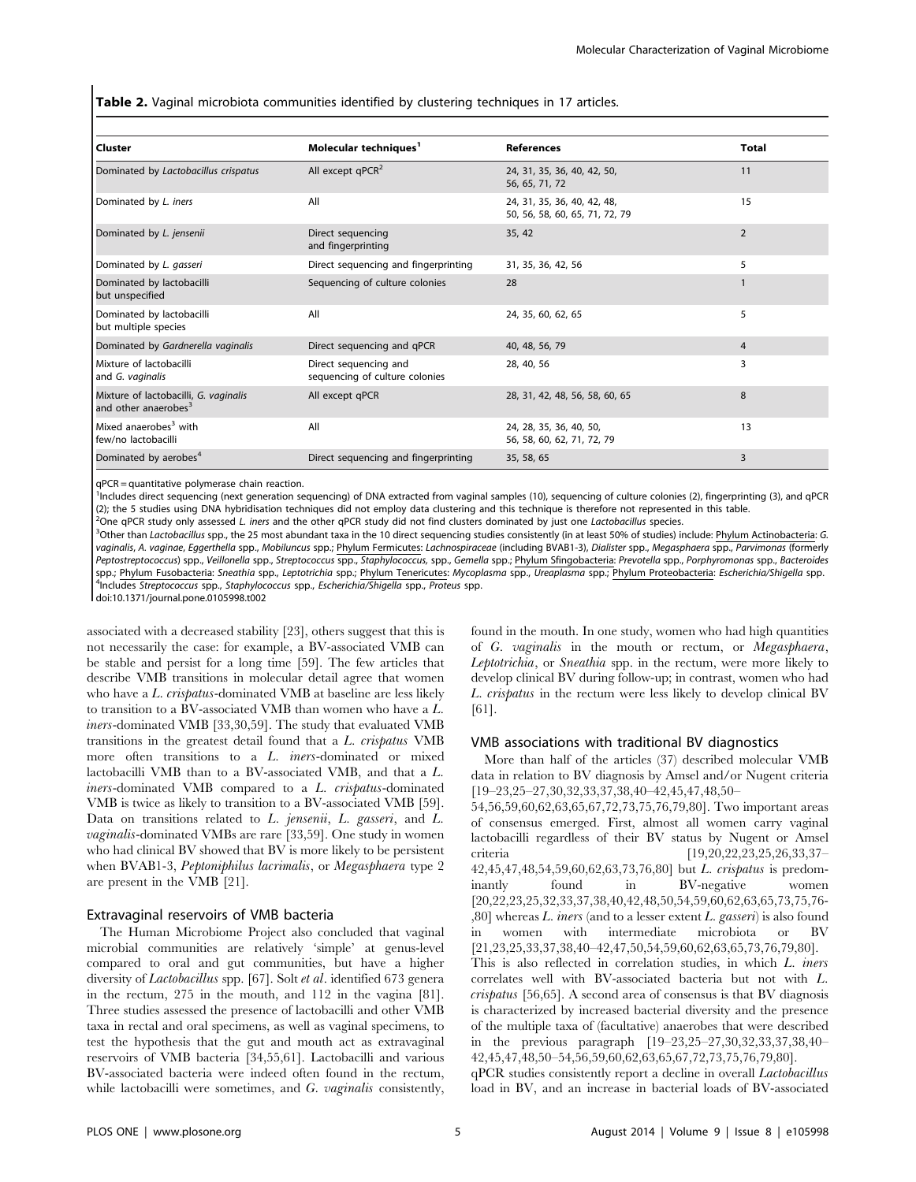**Table 2.** Vaginal microbiota communities identified by clustering techniques in 17 articles.

| Cluster | Molecular techniques[1] | References | Total |
|---|---|---|---|
| Dominated by *Lactobacillus crispatus* | All except qPCR[2] | 24, 31, 35, 36, 40, 42, 50, 56, 65, 71, 72 | 11 |
| Dominated by *L. iners* | All | 24, 31, 35, 36, 40, 42, 48, 50, 56, 58, 60, 65, 71, 72, 79 | 15 |
| Dominated by *L. jensenii* | Direct sequencing and fingerprinting | 35, 42 | 2 |
| Dominated by *L. gasseri* | Direct sequencing and fingerprinting | 31, 35, 36, 42, 56 | 5 |
| Dominated by lactobacilli but unspecified | Sequencing of culture colonies | 28 | 1 |
| Dominated by lactobacilli but multiple species | All | 24, 35, 60, 62, 65 | 5 |
| Dominated by *Gardnerella vaginalis* | Direct sequencing and qPCR | 40, 48, 56, 79 | 4 |
| Mixture of lactobacilli and *G. vaginalis* | Direct sequencing and sequencing of culture colonies | 28, 40, 56 | 3 |
| Mixture of lactobacilli, *G. vaginalis* and other anaerobes[3] | All except qPCR | 28, 31, 42, 48, 56, 58, 60, 65 | 8 |
| Mixed anaerobes[3] with few/no lactobacilli | All | 24, 28, 35, 36, 40, 50, 56, 58, 60, 62, 71, 72, 79 | 13 |
| Dominated by aerobes[4] | Direct sequencing and fingerprinting | 35, 58, 65 | 3 |

qPCR = quantitative polymerase chain reaction.
[1]Includes direct sequencing (next generation sequencing) of DNA extracted from vaginal samples (10), sequencing of culture colonies (2), fingerprinting (3), and qPCR (2); the 5 studies using DNA hybridisation techniques did not employ data clustering and this technique is therefore not represented in this table.
[2]One qPCR study only assessed *L. iners* and the other qPCR study did not find clusters dominated by just one *Lactobacillus* species.
[3]Other than *Lactobacillus* spp., the 25 most abundant taxa in the 10 direct sequencing studies consistently (in at least 50% of studies) include: Phylum Actinobacteria: *G. vaginalis*, *A. vaginae*, *Eggerthella* spp., *Mobiluncus* spp.; Phylum Fermicutes: *Lachnospiraceae* (including BVAB1-3), *Dialister* spp., *Megasphaera* spp., *Parvimonas* (formerly *Peptostreptococcus*) spp., *Veillonella* spp., *Streptococcus* spp., *Staphylococcus*, spp., *Gemella* spp.; Phylum Sfingobacteria: *Prevotella* spp., *Porphyromonas* spp., *Bacteroides* spp.; Phylum Fusobacteria: *Sneathia* spp., *Leptotrichia* spp.; Phylum Tenericutes: *Mycoplasma* spp., *Ureaplasma* spp.; Phylum Proteobacteria: *Escherichia/Shigella* spp.
[4]Includes *Streptococcus* spp., *Staphylococcus* spp., *Escherichia/Shigella* spp., *Proteus* spp.
doi:10.1371/journal.pone.0105998.t002

associated with a decreased stability [23], others suggest that this is not necessarily the case: for example, a BV-associated VMB can be stable and persist for a long time [59]. The few articles that describe VMB transitions in molecular detail agree that women who have a *L. crispatus*-dominated VMB at baseline are less likely to transition to a BV-associated VMB than women who have a *L. iners*-dominated VMB [33,30,59]. The study that evaluated VMB transitions in the greatest detail found that a *L. crispatus* VMB more often transitions to a *L. iners*-dominated or mixed lactobacilli VMB than to a BV-associated VMB, and that a *L. iners*-dominated VMB compared to a *L. crispatus*-dominated VMB is twice as likely to transition to a BV-associated VMB [59]. Data on transitions related to *L. jensenii*, *L. gasseri*, and *L. vaginalis*-dominated VMBs are rare [33,59]. One study in women who had clinical BV showed that BV is more likely to be persistent when BVAB1-3, *Peptoniphilus lacrimalis*, or *Megasphaera* type 2 are present in the VMB [21].

### Extravaginal reservoirs of VMB bacteria

The Human Microbiome Project also concluded that vaginal microbial communities are relatively 'simple' at genus-level compared to oral and gut communities, but have a higher diversity of *Lactobacillus* spp. [67]. Solt *et al*. identified 673 genera in the rectum, 275 in the mouth, and 112 in the vagina [81]. Three studies assessed the presence of lactobacilli and other VMB taxa in rectal and oral specimens, as well as vaginal specimens, to test the hypothesis that the gut and mouth act as extravaginal reservoirs of VMB bacteria [34,55,61]. Lactobacilli and various BV-associated bacteria were indeed often found in the rectum, while lactobacilli were sometimes, and *G. vaginalis* consistently, found in the mouth. In one study, women who had high quantities of *G. vaginalis* in the mouth or rectum, or *Megasphaera*, *Leptotrichia*, or *Sneathia* spp. in the rectum, were more likely to develop clinical BV during follow-up; in contrast, women who had *L. crispatus* in the rectum were less likely to develop clinical BV [61].

### VMB associations with traditional BV diagnostics

More than half of the articles (37) described molecular VMB data in relation to BV diagnosis by Amsel and/or Nugent criteria [19–23,25–27,30,32,33,37,38,40–42,45,47,48,50–54,56,59,60,62,63,65,67,72,73,75,76,79,80]. Two important areas of consensus emerged. First, almost all women carry vaginal lactobacilli regardless of their BV status by Nugent or Amsel criteria [19,20,22,23,25,26,33,37–42,45,47,48,54,59,60,62,63,73,76,80] but *L. crispatus* is predominantly found in BV-negative women [20,22,23,25,32,33,37,38,40,42,48,50,54,59,60,62,63,65,73,75,76-,80] whereas *L. iners* (and to a lesser extent *L. gasseri*) is also found in women with intermediate microbiota or BV [21,23,25,33,37,38,40–42,47,50,54,59,60,62,63,65,73,76,79,80]. This is also reflected in correlation studies, in which *L. iners* correlates well with BV-associated bacteria but not with *L. crispatus* [56,65]. A second area of consensus is that BV diagnosis is characterized by increased bacterial diversity and the presence of the multiple taxa of (facultative) anaerobes that were described in the previous paragraph [19–23,25–27,30,32,33,37,38,40–42,45,47,48,50–54,56,59,60,62,63,65,67,72,73,75,76,79,80]. qPCR studies consistently report a decline in overall *Lactobacillus* load in BV, and an increase in bacterial loads of BV-associated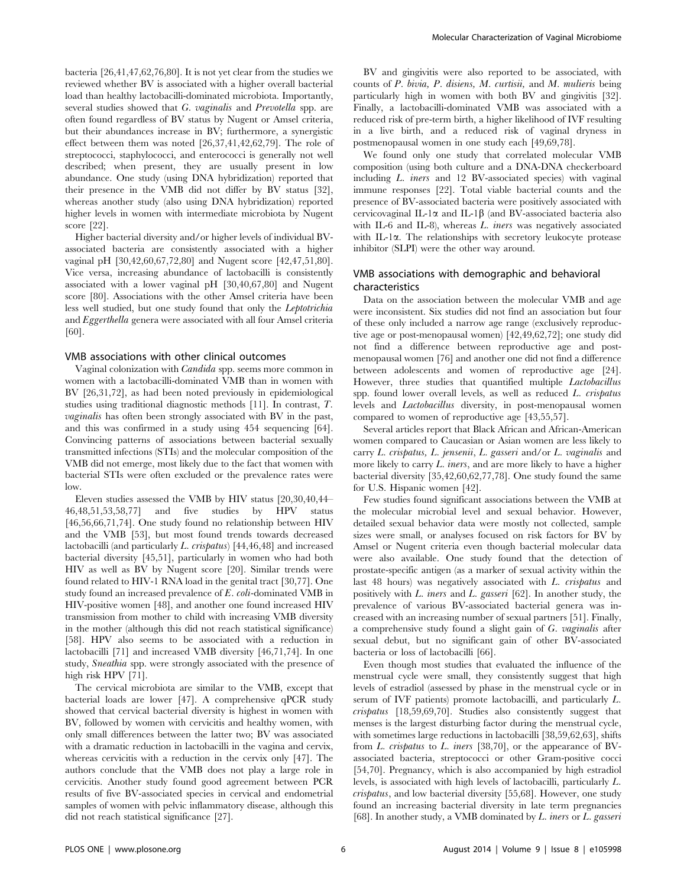bacteria [26,41,47,62,76,80]. It is not yet clear from the studies we reviewed whether BV is associated with a higher overall bacterial load than healthy lactobacilli-dominated microbiota. Importantly, several studies showed that *G. vaginalis* and *Prevotella* spp. are often found regardless of BV status by Nugent or Amsel criteria, but their abundances increase in BV; furthermore, a synergistic effect between them was noted [26,37,41,42,62,79]. The role of streptococci, staphylococci, and enterococci is generally not well described; when present, they are usually present in low abundance. One study (using DNA hybridization) reported that their presence in the VMB did not differ by BV status [32], whereas another study (also using DNA hybridization) reported higher levels in women with intermediate microbiota by Nugent score [22].

Higher bacterial diversity and/or higher levels of individual BV-associated bacteria are consistently associated with a higher vaginal pH [30,42,60,67,72,80] and Nugent score [42,47,51,80]. Vice versa, increasing abundance of lactobacilli is consistently associated with a lower vaginal pH [30,40,67,80] and Nugent score [80]. Associations with the other Amsel criteria have been less well studied, but one study found that only the *Leptotrichia* and *Eggerthella* genera were associated with all four Amsel criteria [60].

### VMB associations with other clinical outcomes

Vaginal colonization with *Candida* spp. seems more common in women with a lactobacilli-dominated VMB than in women with BV [26,31,72], as had been noted previously in epidemiological studies using traditional diagnostic methods [11]. In contrast, *T. vaginalis* has often been strongly associated with BV in the past, and this was confirmed in a study using 454 sequencing [64]. Convincing patterns of associations between bacterial sexually transmitted infections (STIs) and the molecular composition of the VMB did not emerge, most likely due to the fact that women with bacterial STIs were often excluded or the prevalence rates were low.

Eleven studies assessed the VMB by HIV status [20,30,40,44–46,48,51,53,58,77] and five studies by HPV status [46,56,66,71,74]. One study found no relationship between HIV and the VMB [53], but most found trends towards decreased lactobacilli (and particularly *L. crispatus*) [44,46,48] and increased bacterial diversity [45,51], particularly in women who had both HIV as well as BV by Nugent score [20]. Similar trends were found related to HIV-1 RNA load in the genital tract [30,77]. One study found an increased prevalence of *E. coli*-dominated VMB in HIV-positive women [48], and another one found increased HIV transmission from mother to child with increasing VMB diversity in the mother (although this did not reach statistical significance) [58]. HPV also seems to be associated with a reduction in lactobacilli [71] and increased VMB diversity [46,71,74]. In one study, *Sneathia* spp. were strongly associated with the presence of high risk HPV [71].

The cervical microbiota are similar to the VMB, except that bacterial loads are lower [47]. A comprehensive qPCR study showed that cervical bacterial diversity is highest in women with BV, followed by women with cervicitis and healthy women, with only small differences between the latter two; BV was associated with a dramatic reduction in lactobacilli in the vagina and cervix, whereas cervicitis with a reduction in the cervix only [47]. The authors conclude that the VMB does not play a large role in cervicitis. Another study found good agreement between PCR results of five BV-associated species in cervical and endometrial samples of women with pelvic inflammatory disease, although this did not reach statistical significance [27].

BV and gingivitis were also reported to be associated, with counts of *P. bivia, P. disiens, M. curtisii,* and *M. mulieris* being particularly high in women with both BV and gingivitis [32]. Finally, a lactobacilli-dominated VMB was associated with a reduced risk of pre-term birth, a higher likelihood of IVF resulting in a live birth, and a reduced risk of vaginal dryness in postmenopausal women in one study each [49,69,78].

We found only one study that correlated molecular VMB composition (using both culture and a DNA-DNA checkerboard including *L. iners* and 12 BV-associated species) with vaginal immune responses [22]. Total viable bacterial counts and the presence of BV-associated bacteria were positively associated with cervicovaginal IL-1α and IL-1β (and BV-associated bacteria also with IL-6 and IL-8), whereas *L. iners* was negatively associated with IL-1α. The relationships with secretory leukocyte protease inhibitor (SLPI) were the other way around.

### VMB associations with demographic and behavioral characteristics

Data on the association between the molecular VMB and age were inconsistent. Six studies did not find an association but four of these only included a narrow age range (exclusively reproductive age or post-menopausal women) [42,49,62,72]; one study did not find a difference between reproductive age and post-menopausal women [76] and another one did not find a difference between adolescents and women of reproductive age [24]. However, three studies that quantified multiple *Lactobacillus* spp. found lower overall levels, as well as reduced *L. crispatus* levels and *Lactobacillus* diversity, in post-menopausal women compared to women of reproductive age [43,55,57].

Several articles report that Black African and African-American women compared to Caucasian or Asian women are less likely to carry *L. crispatus, L. jensenii, L. gasseri* and/or *L. vaginalis* and more likely to carry *L. iners*, and are more likely to have a higher bacterial diversity [35,42,60,62,77,78]. One study found the same for U.S. Hispanic women [42].

Few studies found significant associations between the VMB at the molecular microbial level and sexual behavior. However, detailed sexual behavior data were mostly not collected, sample sizes were small, or analyses focused on risk factors for BV by Amsel or Nugent criteria even though bacterial molecular data were also available. One study found that the detection of prostate-specific antigen (as a marker of sexual activity within the last 48 hours) was negatively associated with *L. crispatus* and positively with *L. iners* and *L. gasseri* [62]. In another study, the prevalence of various BV-associated bacterial genera was increased with an increasing number of sexual partners [51]. Finally, a comprehensive study found a slight gain of *G. vaginalis* after sexual debut, but no significant gain of other BV-associated bacteria or loss of lactobacilli [66].

Even though most studies that evaluated the influence of the menstrual cycle were small, they consistently suggest that high levels of estradiol (assessed by phase in the menstrual cycle or in serum of IVF patients) promote lactobacilli, and particularly *L. crispatus* [18,59,69,70]. Studies also consistently suggest that menses is the largest disturbing factor during the menstrual cycle, with sometimes large reductions in lactobacilli [38,59,62,63], shifts from *L. crispatus* to *L. iners* [38,70], or the appearance of BV-associated bacteria, streptococci or other Gram-positive cocci [54,70]. Pregnancy, which is also accompanied by high estradiol levels, is associated with high levels of lactobacilli, particularly *L. crispatus*, and low bacterial diversity [55,68]. However, one study found an increasing bacterial diversity in late term pregnancies [68]. In another study, a VMB dominated by *L. iners* or *L. gasseri*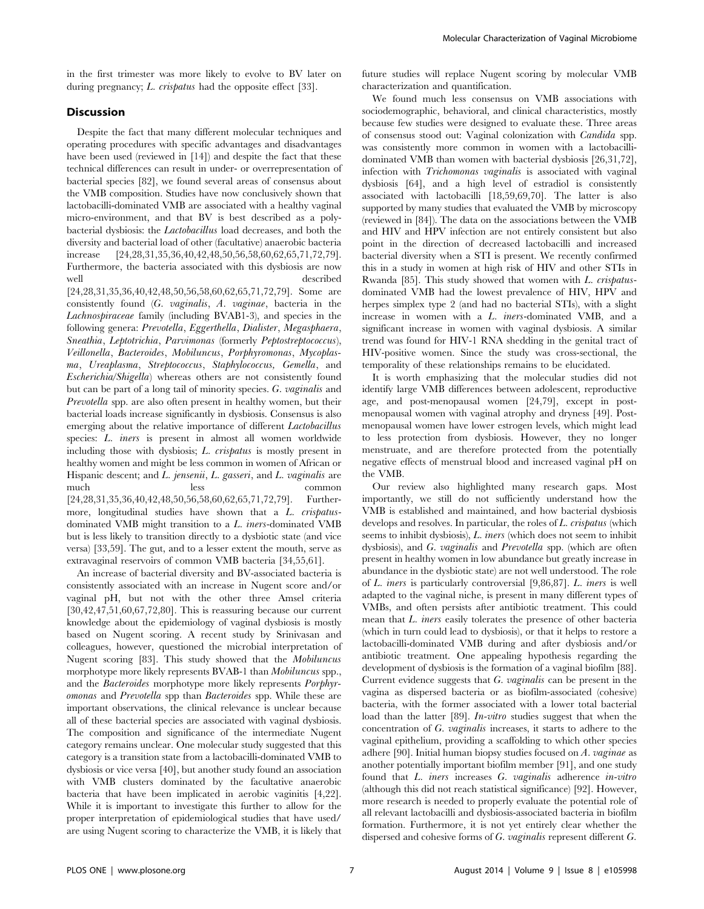in the first trimester was more likely to evolve to BV later on during pregnancy; *L. crispatus* had the opposite effect [33].

## Discussion

Despite the fact that many different molecular techniques and operating procedures with specific advantages and disadvantages have been used (reviewed in [14]) and despite the fact that these technical differences can result in under- or overrepresentation of bacterial species [82], we found several areas of consensus about the VMB composition. Studies have now conclusively shown that lactobacilli-dominated VMB are associated with a healthy vaginal micro-environment, and that BV is best described as a polybacterial dysbiosis: the *Lactobacillus* load decreases, and both the diversity and bacterial load of other (facultative) anaerobic bacteria increase [24,28,31,35,36,40,42,48,50,56,58,60,62,65,71,72,79]. Furthermore, the bacteria associated with this dysbiosis are now well described [24,28,31,35,36,40,42,48,50,56,58,60,62,65,71,72,79]. Some are consistently found (*G. vaginalis*, *A. vaginae*, bacteria in the *Lachnospiraceae* family (including BVAB1-3), and species in the following genera: *Prevotella*, *Eggerthella*, *Dialister*, *Megasphaera*, *Sneathia*, *Leptotrichia*, *Parvimonas* (formerly *Peptostreptococcus*), *Veillonella*, *Bacteroides*, *Mobiluncus*, *Porphyromonas*, *Mycoplasma*, *Ureaplasma*, *Streptococcus*, *Staphylococcus, Gemella*, and *Escherichia/Shigella*) whereas others are not consistently found but can be part of a long tail of minority species. *G. vaginalis* and *Prevotella* spp. are also often present in healthy women, but their bacterial loads increase significantly in dysbiosis. Consensus is also emerging about the relative importance of different *Lactobacillus* species: *L. iners* is present in almost all women worldwide including those with dysbiosis; *L. crispatus* is mostly present in healthy women and might be less common in women of African or Hispanic descent; and *L. jensenii*, *L. gasseri*, and *L. vaginalis* are much less common [24,28,31,35,36,40,42,48,50,56,58,60,62,65,71,72,79]. Furthermore, longitudinal studies have shown that a *L. crispatus*-dominated VMB might transition to a *L. iners*-dominated VMB but is less likely to transition directly to a dysbiotic state (and vice versa) [33,59]. The gut, and to a lesser extent the mouth, serve as extravaginal reservoirs of common VMB bacteria [34,55,61].

An increase of bacterial diversity and BV-associated bacteria is consistently associated with an increase in Nugent score and/or vaginal pH, but not with the other three Amsel criteria [30,42,47,51,60,67,72,80]. This is reassuring because our current knowledge about the epidemiology of vaginal dysbiosis is mostly based on Nugent scoring. A recent study by Srinivasan and colleagues, however, questioned the microbial interpretation of Nugent scoring [83]. This study showed that the *Mobiluncus* morphotype more likely represents BVAB-1 than *Mobiluncus* spp., and the *Bacteroides* morphotype more likely represents *Porphyromonas* and *Prevotella* spp than *Bacteroides* spp. While these are important observations, the clinical relevance is unclear because all of these bacterial species are associated with vaginal dysbiosis. The composition and significance of the intermediate Nugent category remains unclear. One molecular study suggested that this category is a transition state from a lactobacilli-dominated VMB to dysbiosis or vice versa [40], but another study found an association with VMB clusters dominated by the facultative anaerobic bacteria that have been implicated in aerobic vaginitis [4,22]. While it is important to investigate this further to allow for the proper interpretation of epidemiological studies that have used/are using Nugent scoring to characterize the VMB, it is likely that future studies will replace Nugent scoring by molecular VMB characterization and quantification.

We found much less consensus on VMB associations with sociodemographic, behavioral, and clinical characteristics, mostly because few studies were designed to evaluate these. Three areas of consensus stood out: Vaginal colonization with *Candida* spp. was consistently more common in women with a lactobacilli-dominated VMB than women with bacterial dysbiosis [26,31,72], infection with *Trichomonas vaginalis* is associated with vaginal dysbiosis [64], and a high level of estradiol is consistently associated with lactobacilli [18,59,69,70]. The latter is also supported by many studies that evaluated the VMB by microscopy (reviewed in [84]). The data on the associations between the VMB and HIV and HPV infection are not entirely consistent but also point in the direction of decreased lactobacilli and increased bacterial diversity when a STI is present. We recently confirmed this in a study in women at high risk of HIV and other STIs in Rwanda [85]. This study showed that women with *L. crispatus*-dominated VMB had the lowest prevalence of HIV, HPV and herpes simplex type 2 (and had no bacterial STIs), with a slight increase in women with a *L. iners*-dominated VMB, and a significant increase in women with vaginal dysbiosis. A similar trend was found for HIV-1 RNA shedding in the genital tract of HIV-positive women. Since the study was cross-sectional, the temporality of these relationships remains to be elucidated.

It is worth emphasizing that the molecular studies did not identify large VMB differences between adolescent, reproductive age, and post-menopausal women [24,79], except in post-menopausal women with vaginal atrophy and dryness [49]. Post-menopausal women have lower estrogen levels, which might lead to less protection from dysbiosis. However, they no longer menstruate, and are therefore protected from the potentially negative effects of menstrual blood and increased vaginal pH on the VMB.

Our review also highlighted many research gaps. Most importantly, we still do not sufficiently understand how the VMB is established and maintained, and how bacterial dysbiosis develops and resolves. In particular, the roles of *L. crispatus* (which seems to inhibit dysbiosis), *L. iners* (which does not seem to inhibit dysbiosis), and *G. vaginalis* and *Prevotella* spp. (which are often present in healthy women in low abundance but greatly increase in abundance in the dysbiotic state) are not well understood. The role of *L. iners* is particularly controversial [9,86,87]. *L. iners* is well adapted to the vaginal niche, is present in many different types of VMBs, and often persists after antibiotic treatment. This could mean that *L. iners* easily tolerates the presence of other bacteria (which in turn could lead to dysbiosis), or that it helps to restore a lactobacilli-dominated VMB during and after dysbiosis and/or antibiotic treatment. One appealing hypothesis regarding the development of dysbiosis is the formation of a vaginal biofilm [88]. Current evidence suggests that *G. vaginalis* can be present in the vagina as dispersed bacteria or as biofilm-associated (cohesive) bacteria, with the former associated with a lower total bacterial load than the latter [89]. *In-vitro* studies suggest that when the concentration of *G. vaginalis* increases, it starts to adhere to the vaginal epithelium, providing a scaffolding to which other species adhere [90]. Initial human biopsy studies focused on *A. vaginae* as another potentially important biofilm member [91], and one study found that *L. iners* increases *G. vaginalis* adherence *in-vitro* (although this did not reach statistical significance) [92]. However, more research is needed to properly evaluate the potential role of all relevant lactobacilli and dysbiosis-associated bacteria in biofilm formation. Furthermore, it is not yet entirely clear whether the dispersed and cohesive forms of *G. vaginalis* represent different *G.*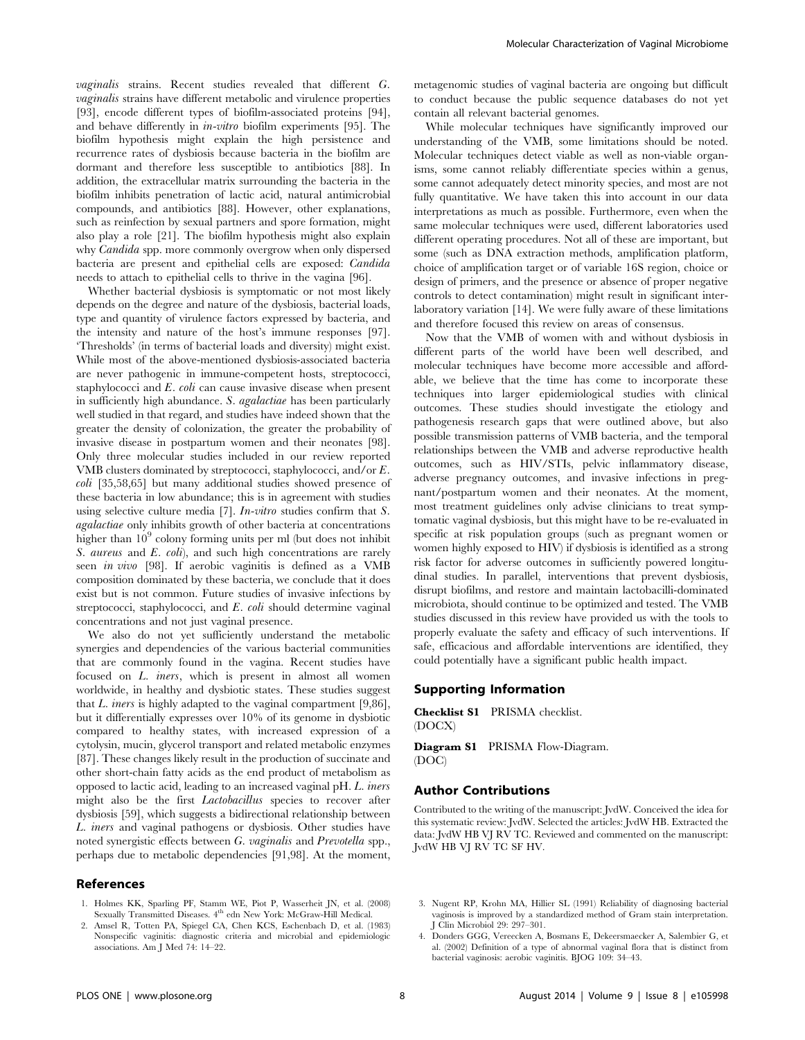*vaginalis* strains. Recent studies revealed that different *G. vaginalis* strains have different metabolic and virulence properties [93], encode different types of biofilm-associated proteins [94], and behave differently in *in-vitro* biofilm experiments [95]. The biofilm hypothesis might explain the high persistence and recurrence rates of dysbiosis because bacteria in the biofilm are dormant and therefore less susceptible to antibiotics [88]. In addition, the extracellular matrix surrounding the bacteria in the biofilm inhibits penetration of lactic acid, natural antimicrobial compounds, and antibiotics [88]. However, other explanations, such as reinfection by sexual partners and spore formation, might also play a role [21]. The biofilm hypothesis might also explain why *Candida* spp. more commonly overgrow when only dispersed bacteria are present and epithelial cells are exposed: *Candida* needs to attach to epithelial cells to thrive in the vagina [96].

Whether bacterial dysbiosis is symptomatic or not most likely depends on the degree and nature of the dysbiosis, bacterial loads, type and quantity of virulence factors expressed by bacteria, and the intensity and nature of the host's immune responses [97]. 'Thresholds' (in terms of bacterial loads and diversity) might exist. While most of the above-mentioned dysbiosis-associated bacteria are never pathogenic in immune-competent hosts, streptococci, staphylococci and *E. coli* can cause invasive disease when present in sufficiently high abundance. *S. agalactiae* has been particularly well studied in that regard, and studies have indeed shown that the greater the density of colonization, the greater the probability of invasive disease in postpartum women and their neonates [98]. Only three molecular studies included in our review reported VMB clusters dominated by streptococci, staphylococci, and/or *E. coli* [35,58,65] but many additional studies showed presence of these bacteria in low abundance; this is in agreement with studies using selective culture media [7]. *In-vitro* studies confirm that *S. agalactiae* only inhibits growth of other bacteria at concentrations higher than $10^9$ colony forming units per ml (but does not inhibit *S. aureus* and *E. coli*), and such high concentrations are rarely seen *in vivo* [98]. If aerobic vaginitis is defined as a VMB composition dominated by these bacteria, we conclude that it does exist but is not common. Future studies of invasive infections by streptococci, staphylococci, and *E. coli* should determine vaginal concentrations and not just vaginal presence.

We also do not yet sufficiently understand the metabolic synergies and dependencies of the various bacterial communities that are commonly found in the vagina. Recent studies have focused on *L. iners*, which is present in almost all women worldwide, in healthy and dysbiotic states. These studies suggest that *L. iners* is highly adapted to the vaginal compartment [9,86], but it differentially expresses over 10% of its genome in dysbiotic compared to healthy states, with increased expression of a cytolysin, mucin, glycerol transport and related metabolic enzymes [87]. These changes likely result in the production of succinate and other short-chain fatty acids as the end product of metabolism as opposed to lactic acid, leading to an increased vaginal pH. *L. iners* might also be the first *Lactobacillus* species to recover after dysbiosis [59], which suggests a bidirectional relationship between *L. iners* and vaginal pathogens or dysbiosis. Other studies have noted synergistic effects between *G. vaginalis* and *Prevotella* spp., perhaps due to metabolic dependencies [91,98]. At the moment, metagenomic studies of vaginal bacteria are ongoing but difficult to conduct because the public sequence databases do not yet contain all relevant bacterial genomes.

While molecular techniques have significantly improved our understanding of the VMB, some limitations should be noted. Molecular techniques detect viable as well as non-viable organisms, some cannot reliably differentiate species within a genus, some cannot adequately detect minority species, and most are not fully quantitative. We have taken this into account in our data interpretations as much as possible. Furthermore, even when the same molecular techniques were used, different laboratories used different operating procedures. Not all of these are important, but some (such as DNA extraction methods, amplification platform, choice of amplification target or of variable 16S region, choice or design of primers, and the presence or absence of proper negative controls to detect contamination) might result in significant inter-laboratory variation [14]. We were fully aware of these limitations and therefore focused this review on areas of consensus.

Now that the VMB of women with and without dysbiosis in different parts of the world have been well described, and molecular techniques have become more accessible and affordable, we believe that the time has come to incorporate these techniques into larger epidemiological studies with clinical outcomes. These studies should investigate the etiology and pathogenesis research gaps that were outlined above, but also possible transmission patterns of VMB bacteria, and the temporal relationships between the VMB and adverse reproductive health outcomes, such as HIV/STIs, pelvic inflammatory disease, adverse pregnancy outcomes, and invasive infections in pregnant/postpartum women and their neonates. At the moment, most treatment guidelines only advise clinicians to treat symptomatic vaginal dysbiosis, but this might have to be re-evaluated in specific at risk population groups (such as pregnant women or women highly exposed to HIV) if dysbiosis is identified as a strong risk factor for adverse outcomes in sufficiently powered longitudinal studies. In parallel, interventions that prevent dysbiosis, disrupt biofilms, and restore and maintain lactobacilli-dominated microbiota, should continue to be optimized and tested. The VMB studies discussed in this review have provided us with the tools to properly evaluate the safety and efficacy of such interventions. If safe, efficacious and affordable interventions are identified, they could potentially have a significant public health impact.

## Supporting Information

**Checklist S1** PRISMA checklist.
(DOCX)

**Diagram S1** PRISMA Flow-Diagram.
(DOC)

## Author Contributions

Contributed to the writing of the manuscript: JvdW. Conceived the idea for this systematic review: JvdW. Selected the articles: JvdW HB. Extracted the data: JvdW HB VJ RV TC. Reviewed and commented on the manuscript: JvdW HB VJ RV TC SF HV.

## References

1. Holmes KK, Sparling PF, Stamm WE, Piot P, Wasserheit JN, et al. (2008) Sexually Transmitted Diseases. 4th edn New York: McGraw-Hill Medical.
2. Amsel R, Totten PA, Spiegel CA, Chen KCS, Eschenbach D, et al. (1983) Nonspecific vaginitis: diagnostic criteria and microbial and epidemiologic associations. Am J Med 74: 14–22.
3. Nugent RP, Krohn MA, Hillier SL (1991) Reliability of diagnosing bacterial vaginosis is improved by a standardized method of Gram stain interpretation. J Clin Microbiol 29: 297–301.
4. Donders GGG, Vereecken A, Bosmans E, Dekeersmaecker A, Salembier G, et al. (2002) Definition of a type of abnormal vaginal flora that is distinct from bacterial vaginosis: aerobic vaginitis. BJOG 109: 34–43.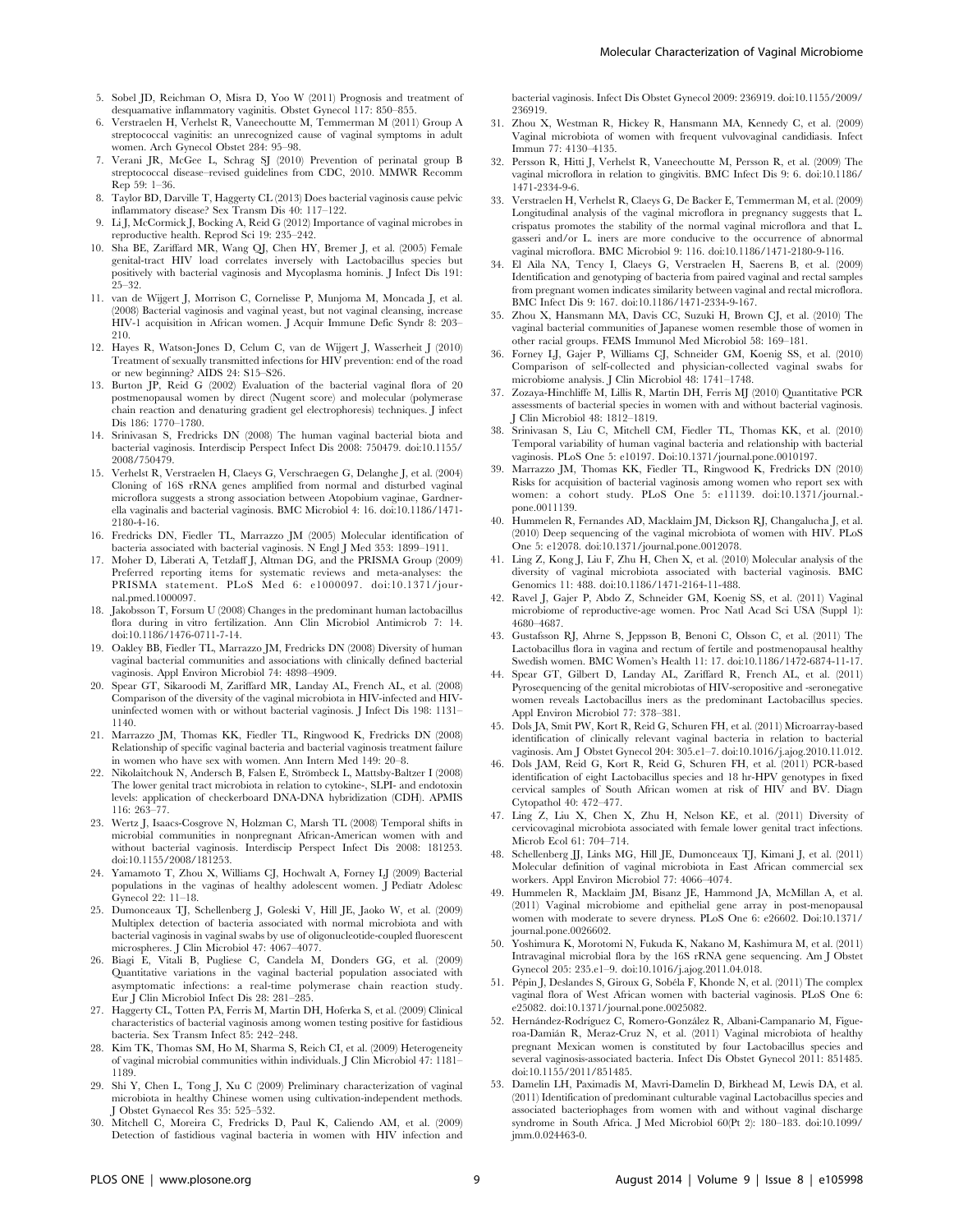5. Sobel JD, Reichman O, Misra D, Yoo W (2011) Prognosis and treatment of desquamative inflammatory vaginitis. Obstet Gynecol 117: 850–855.
6. Verstraelen H, Verhelst R, Vaneechoutte M, Temmerman M (2011) Group A streptococcal vaginitis: an unrecognized cause of vaginal symptoms in adult women. Arch Gynecol Obstet 284: 95–98.
7. Verani JR, McGee L, Schrag SJ (2010) Prevention of perinatal group B streptococcal disease–revised guidelines from CDC, 2010. MMWR Recomm Rep 59: 1–36.
8. Taylor BD, Darville T, Haggerty CL (2013) Does bacterial vaginosis cause pelvic inflammatory disease? Sex Transm Dis 40: 117–122.
9. Li J, McCormick J, Bocking A, Reid G (2012) Importance of vaginal microbes in reproductive health. Reprod Sci 19: 235–242.
10. Sha BE, Zariffard MR, Wang QJ, Chen HY, Bremer J, et al. (2005) Female genital-tract HIV load correlates inversely with Lactobacillus species but positively with bacterial vaginosis and Mycoplasma hominis. J Infect Dis 191: 25–32.
11. van de Wijgert J, Morrison C, Cornelisse P, Munjoma M, Moncada J, et al. (2008) Bacterial vaginosis and vaginal yeast, but not vaginal cleansing, increase HIV-1 acquisition in African women. J Acquir Immune Defic Syndr 8: 203–210.
12. Hayes R, Watson-Jones D, Celum C, van de Wijgert J, Wasserheit J (2010) Treatment of sexually transmitted infections for HIV prevention: end of the road or new beginning? AIDS 24: S15–S26.
13. Burton JP, Reid G (2002) Evaluation of the bacterial vaginal flora of 20 postmenopausal women by direct (Nugent score) and molecular (polymerase chain reaction and denaturing gradient gel electrophoresis) techniques. J infect Dis 186: 1770–1780.
14. Srinivasan S, Fredricks DN (2008) The human vaginal bacterial biota and bacterial vaginosis. Interdiscip Perspect Infect Dis 2008: 750479. doi:10.1155/2008/750479.
15. Verhelst R, Verstraelen H, Claeys G, Verschraegen G, Delanghe J, et al. (2004) Cloning of 16S rRNA genes amplified from normal and disturbed vaginal microflora suggests a strong association between Atopobium vaginae, Gardnerella vaginalis and bacterial vaginosis. BMC Microbiol 4: 16. doi:10.1186/1471-2180-4-16.
16. Fredricks DN, Fiedler TL, Marrazzo JM (2005) Molecular identification of bacteria associated with bacterial vaginosis. N Engl J Med 353: 1899–1911.
17. Moher D, Liberati A, Tetzlaff J, Altman DG, and the PRISMA Group (2009) Preferred reporting items for systematic reviews and meta-analyses: the PRISMA statement. PLoS Med 6: e1000097. doi:10.1371/journal.pmed.1000097.
18. Jakobsson T, Forsum U (2008) Changes in the predominant human lactobacillus flora during in vitro fertilization. Ann Clin Microbiol Antimicrob 7: 14. doi:10.1186/1476-0711-7-14.
19. Oakley BB, Fiedler TL, Marrazzo JM, Fredricks DN (2008) Diversity of human vaginal bacterial communities and associations with clinically defined bacterial vaginosis. Appl Environ Microbiol 74: 4898–4909.
20. Spear GT, Sikaroodi M, Zariffard MR, Landay AL, French AL, et al. (2008) Comparison of the diversity of the vaginal microbiota in HIV-infected and HIV-uninfected women with or without bacterial vaginosis. J Infect Dis 198: 1131–1140.
21. Marrazzo JM, Thomas KK, Fiedler TL, Ringwood K, Fredricks DN (2008) Relationship of specific vaginal bacteria and bacterial vaginosis treatment failure in women who have sex with women. Ann Intern Med 149: 20–8.
22. Nikolaitchouk N, Andersch B, Falsen E, Strömbeck L, Mattsby-Baltzer I (2008) The lower genital tract microbiota in relation to cytokine-, SLPI- and endotoxin levels: application of checkerboard DNA-DNA hybridization (CDH). APMIS 116: 263–77.
23. Wertz J, Isaacs-Cosgrove N, Holzman C, Marsh TL (2008) Temporal shifts in microbial communities in nonpregnant African-American women with and without bacterial vaginosis. Interdiscip Perspect Infect Dis 2008: 181253. doi:10.1155/2008/181253.
24. Yamamoto T, Zhou X, Williams CJ, Hochwalt A, Forney LJ (2009) Bacterial populations in the vaginas of healthy adolescent women. J Pediatr Adolesc Gynecol 22: 11–18.
25. Dumonceaux TJ, Schellenberg J, Goleski V, Hill JE, Jaoko W, et al. (2009) Multiplex detection of bacteria associated with normal microbiota and with bacterial vaginosis in vaginal swabs by use of oligonucleotide-coupled fluorescent microspheres. J Clin Microbiol 47: 4067–4077.
26. Biagi E, Vitali B, Pugliese C, Candela M, Donders GG, et al. (2009) Quantitative variations in the vaginal bacterial population associated with asymptomatic infections: a real-time polymerase chain reaction study. Eur J Clin Microbiol Infect Dis 28: 281–285.
27. Haggerty CL, Totten PA, Ferris M, Martin DH, Hoferka S, et al. (2009) Clinical characteristics of bacterial vaginosis among women testing positive for fastidious bacteria. Sex Transm Infect 85: 242–248.
28. Kim TK, Thomas SM, Ho M, Sharma S, Reich CI, et al. (2009) Heterogeneity of vaginal microbial communities within individuals. J Clin Microbiol 47: 1181–1189.
29. Shi Y, Chen L, Tong J, Xu C (2009) Preliminary characterization of vaginal microbiota in healthy Chinese women using cultivation-independent methods. J Obstet Gynaecol Res 35: 525–532.
30. Mitchell C, Moreira C, Fredricks D, Paul K, Caliendo AM, et al. (2009) Detection of fastidious vaginal bacteria in women with HIV infection and bacterial vaginosis. Infect Dis Obstet Gynecol 2009: 236919. doi:10.1155/2009/236919.
31. Zhou X, Westman R, Hickey R, Hansmann MA, Kennedy C, et al. (2009) Vaginal microbiota of women with frequent vulvovaginal candidiasis. Infect Immun 77: 4130–4135.
32. Persson R, Hitti J, Verhelst R, Vaneechoutte M, Persson R, et al. (2009) The vaginal microflora in relation to gingivitis. BMC Infect Dis 9: 6. doi:10.1186/1471-2334-9-6.
33. Verstraelen H, Verhelst R, Claeys G, De Backer E, Temmerman M, et al. (2009) Longitudinal analysis of the vaginal microflora in pregnancy suggests that L. crispatus promotes the stability of the normal vaginal microflora and that L. gasseri and/or L. iners are more conducive to the occurrence of abnormal vaginal microflora. BMC Microbiol 9: 116. doi:10.1186/1471-2180-9-116.
34. El Aila NA, Tency I, Claeys G, Verstraelen H, Saerens B, et al. (2009) Identification and genotyping of bacteria from paired vaginal and rectal samples from pregnant women indicates similarity between vaginal and rectal microflora. BMC Infect Dis 9: 167. doi:10.1186/1471-2334-9-167.
35. Zhou X, Hansmann MA, Davis CC, Suzuki H, Brown CJ, et al. (2010) The vaginal bacterial communities of Japanese women resemble those of women in other racial groups. FEMS Immunol Med Microbiol 58: 169–181.
36. Forney LJ, Gajer P, Williams CJ, Schneider GM, Koenig SS, et al. (2010) Comparison of self-collected and physician-collected vaginal swabs for microbiome analysis. J Clin Microbiol 48: 1741–1748.
37. Zozaya-Hinchliffe M, Lillis R, Martin DH, Ferris MJ (2010) Quantitative PCR assessments of bacterial species in women with and without bacterial vaginosis. J Clin Microbiol 48: 1812–1819.
38. Srinivasan S, Liu C, Mitchell CM, Fiedler TL, Thomas KK, et al. (2010) Temporal variability of human vaginal bacteria and relationship with bacterial vaginosis. PLoS One 5: e10197. Doi:10.1371/journal.pone.0010197.
39. Marrazzo JM, Thomas KK, Fiedler TL, Ringwood K, Fredricks DN (2010) Risks for acquisition of bacterial vaginosis among women who report sex with women: a cohort study. PLoS One 5: e11139. doi:10.1371/journal.pone.0011139.
40. Hummelen R, Fernandes AD, Macklaim JM, Dickson RJ, Changalucha J, et al. (2010) Deep sequencing of the vaginal microbiota of women with HIV. PLoS One 5: e12078. doi:10.1371/journal.pone.0012078.
41. Ling Z, Kong J, Liu F, Zhu H, Chen X, et al. (2010) Molecular analysis of the diversity of vaginal microbiota associated with bacterial vaginosis. BMC Genomics 11: 488. doi:10.1186/1471-2164-11-488.
42. Ravel J, Gajer P, Abdo Z, Schneider GM, Koenig SS, et al. (2011) Vaginal microbiome of reproductive-age women. Proc Natl Acad Sci USA (Suppl 1): 4680–4687.
43. Gustafsson RJ, Ahrne S, Jeppsson B, Benoni C, Olsson C, et al. (2011) The Lactobacillus flora in vagina and rectum of fertile and postmenopausal healthy Swedish women. BMC Women's Health 11: 17. doi:10.1186/1472-6874-11-17.
44. Spear GT, Gilbert D, Landay AL, Zariffard R, French AL, et al. (2011) Pyrosequencing of the genital microbiotas of HIV-seropositive and -seronegative women reveals Lactobacillus iners as the predominant Lactobacillus species. Appl Environ Microbiol 77: 378–381.
45. Dols JA, Smit PW, Kort R, Reid G, Schuren FH, et al. (2011) Microarray-based identification of clinically relevant vaginal bacteria in relation to bacterial vaginosis. Am J Obstet Gynecol 204: 305.e1–7. doi:10.1016/j.ajog.2010.11.012.
46. Dols JAM, Reid G, Kort R, Reid G, Schuren FH, et al. (2011) PCR-based identification of eight Lactobacillus species and 18 hr-HPV genotypes in fixed cervical samples of South African women at risk of HIV and BV. Diagn Cytopathol 40: 472–477.
47. Ling Z, Liu X, Chen X, Zhu H, Nelson KE, et al. (2011) Diversity of cervicovaginal microbiota associated with female lower genital tract infections. Microb Ecol 61: 704–714.
48. Schellenberg JJ, Links MG, Hill JE, Dumonceaux TJ, Kimani J, et al. (2011) Molecular definition of vaginal microbiota in East African commercial sex workers. Appl Environ Microbiol 77: 4066–4074.
49. Hummelen R, Macklaim JM, Bisanz JE, Hammond JA, McMillan A, et al. (2011) Vaginal microbiome and epithelial gene array in post-menopausal women with moderate to severe dryness. PLoS One 6: e26602. Doi:10.1371/journal.pone.0026602.
50. Yoshimura K, Morotomi N, Fukuda K, Nakano M, Kashimura M, et al. (2011) Intravaginal microbial flora by the 16S rRNA gene sequencing. Am J Obstet Gynecol 205: 235.e1–9. doi:10.1016/j.ajog.2011.04.018.
51. Pépin J, Deslandes S, Giroux G, Sobéla F, Khonde N, et al. (2011) The complex vaginal flora of West African women with bacterial vaginosis. PLoS One 6: e25082. doi:10.1371/journal.pone.0025082.
52. Hernández-Rodríguez C, Romero-González R, Albani-Campanario M, Figueroa-Damián R, Meraz-Cruz N, et al. (2011) Vaginal microbiota of healthy pregnant Mexican women is constituted by four Lactobacillus species and several vaginosis-associated bacteria. Infect Dis Obstet Gynecol 2011: 851485. doi:10.1155/2011/851485.
53. Damelin LH, Paximadis M, Mavri-Damelin D, Birkhead M, Lewis DA, et al. (2011) Identification of predominant culturable vaginal Lactobacillus species and associated bacteriophages from women with and without vaginal discharge syndrome in South Africa. J Med Microbiol 60(Pt 2): 180–183. doi:10.1099/jmm.0.024463-0.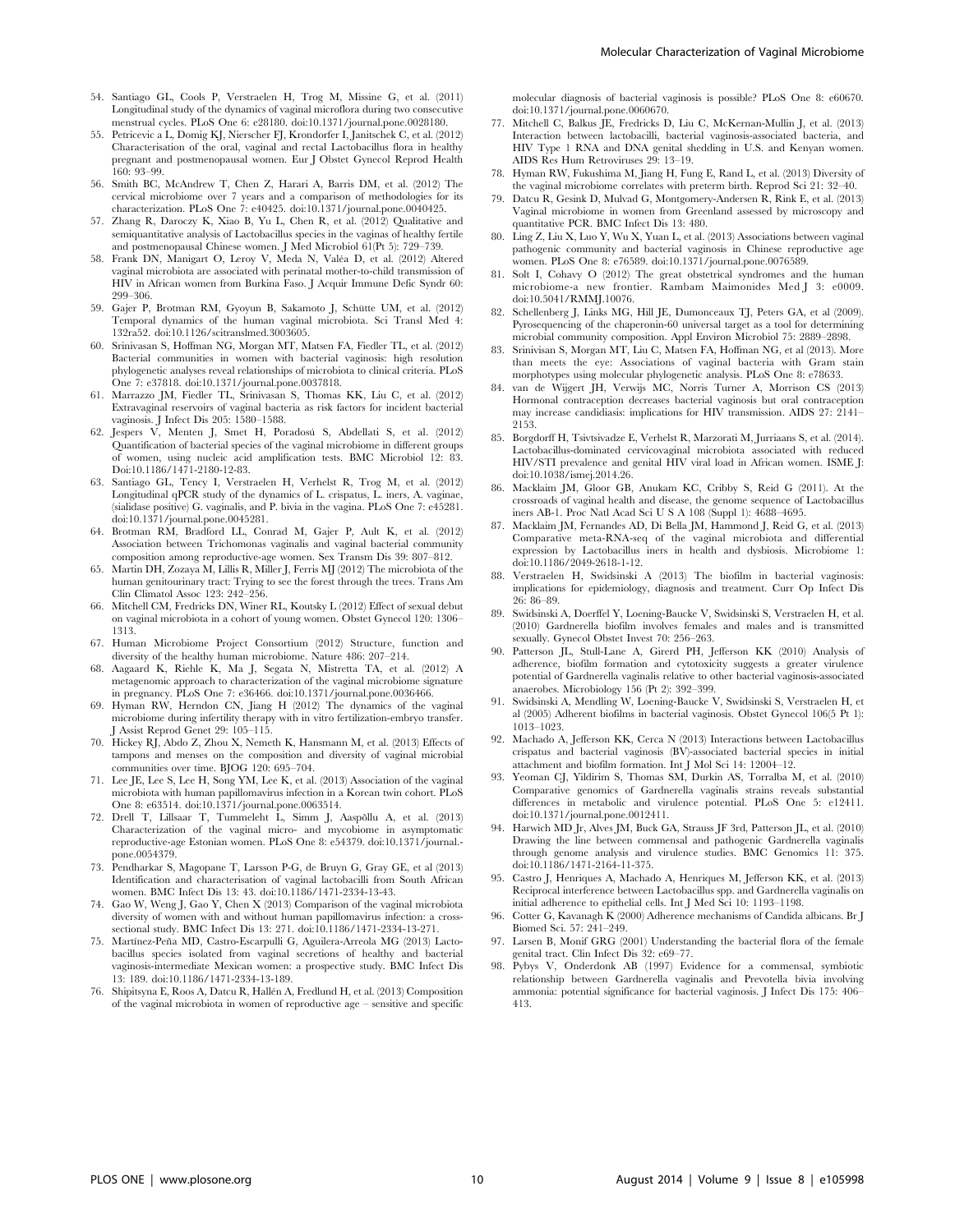54. Santiago GL, Cools P, Verstraelen H, Trog M, Missine G, et al. (2011) Longitudinal study of the dynamics of vaginal microflora during two consecutive menstrual cycles. PLoS One 6: e28180. doi:10.1371/journal.pone.0028180.
55. Petricevic a L, Domig KJ, Nierscher FJ, Krondorfer I, Janitschek C, et al. (2012) Characterisation of the oral, vaginal and rectal Lactobacillus flora in healthy pregnant and postmenopausal women. Eur J Obstet Gynecol Reprod Health 160: 93–99.
56. Smith BC, McAndrew T, Chen Z, Harari A, Barris DM, et al. (2012) The cervical microbiome over 7 years and a comparison of methodologies for its characterization. PLoS One 7: e40425. doi:10.1371/journal.pone.0040425.
57. Zhang R, Daroczy K, Xiao B, Yu L, Chen R, et al. (2012) Qualitative and semiquantitative analysis of Lactobacillus species in the vaginas of healthy fertile and postmenopausal Chinese women. J Med Microbiol 61(Pt 5): 729–739.
58. Frank DN, Manigart O, Leroy V, Meda N, Valéa D, et al. (2012) Altered vaginal microbiota are associated with perinatal mother-to-child transmission of HIV in African women from Burkina Faso. J Acquir Immune Defic Syndr 60: 299–306.
59. Gajer P, Brotman RM, Gyoyun B, Sakamoto J, Schütte UM, et al. (2012) Temporal dynamics of the human vaginal microbiota. Sci Transl Med 4: 132ra52. doi:10.1126/scitranslmed.3003605.
60. Srinivasan S, Hoffman NG, Morgan MT, Matsen FA, Fiedler TL, et al. (2012) Bacterial communities in women with bacterial vaginosis: high resolution phylogenetic analyses reveal relationships of microbiota to clinical criteria. PLoS One 7: e37818. doi:10.1371/journal.pone.0037818.
61. Marrazzo JM, Fiedler TL, Srinivasan S, Thomas KK, Liu C, et al. (2012) Extravaginal reservoirs of vaginal bacteria as risk factors for incident bacterial vaginosis. J Infect Dis 205: 1580–1588.
62. Jespers V, Menten J, Smet H, Poradosú S, Abdellati S, et al. (2012) Quantification of bacterial species of the vaginal microbiome in different groups of women, using nucleic acid amplification tests. BMC Microbiol 12: 83. Doi:10.1186/1471-2180-12-83.
63. Santiago GL, Tency I, Verstraelen H, Verhelst R, Trog M, et al. (2012) Longitudinal qPCR study of the dynamics of L. crispatus, L. iners, A. vaginae, (sialidase positive) G. vaginalis, and P. bivia in the vagina. PLoS One 7: e45281. doi:10.1371/journal.pone.0045281.
64. Brotman RM, Bradford LL, Conrad M, Gajer P, Ault K, et al. (2012) Association between Trichomonas vaginalis and vaginal bacterial community composition among reproductive-age women. Sex Transm Dis 39: 807–812.
65. Martin DH, Zozaya M, Lillis R, Miller J, Ferris MJ (2012) The microbiota of the human genitourinary tract: Trying to see the forest through the trees. Trans Am Clin Climatol Assoc 123: 242–256.
66. Mitchell CM, Fredricks DN, Winer RL, Koutsky L (2012) Effect of sexual debut on vaginal microbiota in a cohort of young women. Obstet Gynecol 120: 1306–1313.
67. Human Microbiome Project Consortium (2012) Structure, function and diversity of the healthy human microbiome. Nature 486: 207–214.
68. Aagaard K, Riehle K, Ma J, Segata N, Mistretta TA, et al. (2012) A metagenomic approach to characterization of the vaginal microbiome signature in pregnancy. PLoS One 7: e36466. doi:10.1371/journal.pone.0036466.
69. Hyman RW, Herndon CN, Jiang H (2012) The dynamics of the vaginal microbiome during infertility therapy with in vitro fertilization-embryo transfer. J Assist Reprod Genet 29: 105–115.
70. Hickey RJ, Abdo Z, Zhou X, Nemeth K, Hansmann M, et al. (2013) Effects of tampons and menses on the composition and diversity of vaginal microbial communities over time. BJOG 120: 695–704.
71. Lee JE, Lee S, Lee H, Song YM, Lee K, et al. (2013) Association of the vaginal microbiota with human papillomavirus infection in a Korean twin cohort. PLoS One 8: e63514. doi:10.1371/journal.pone.0063514.
72. Drell T, Lillsaar T, Tummeleht L, Simm J, Aaspõllu A, et al. (2013) Characterization of the vaginal micro- and mycobiome in asymptomatic reproductive-age Estonian women. PLoS One 8: e54379. doi:10.1371/journal.pone.0054379.
73. Pendharkar S, Magopane T, Larsson P-G, de Bruyn G, Gray GE, et al (2013) Identification and characterisation of vaginal lactobacilli from South African women. BMC Infect Dis 13: 43. doi:10.1186/1471-2334-13-43.
74. Gao W, Weng J, Gao Y, Chen X (2013) Comparison of the vaginal microbiota diversity of women with and without human papillomavirus infection: a cross-sectional study. BMC Infect Dis 13: 271. doi:10.1186/1471-2334-13-271.
75. Martínez-Peña MD, Castro-Escarpulli G, Aguilera-Arreola MG (2013) Lactobacillus species isolated from vaginal secretions of healthy and bacterial vaginosis-intermediate Mexican women: a prospective study. BMC Infect Dis 13: 189. doi:10.1186/1471-2334-13-189.
76. Shipitsyna E, Roos A, Datcu R, Hallén A, Fredlund H, et al. (2013) Composition of the vaginal microbiota in women of reproductive age – sensitive and specific molecular diagnosis of bacterial vaginosis is possible? PLoS One 8: e60670. doi:10.1371/journal.pone.0060670.
77. Mitchell C, Balkus JE, Fredricks D, Liu C, McKernan-Mullin J, et al. (2013) Interaction between lactobacilli, bacterial vaginosis-associated bacteria, and HIV Type 1 RNA and DNA genital shedding in U.S. and Kenyan women. AIDS Res Hum Retroviruses 29: 13–19.
78. Hyman RW, Fukushima M, Jiang H, Fung E, Rand L, et al. (2013) Diversity of the vaginal microbiome correlates with preterm birth. Reprod Sci 21: 32–40.
79. Datcu R, Gesink D, Mulvad G, Montgomery-Andersen R, Rink E, et al. (2013) Vaginal microbiome in women from Greenland assessed by microscopy and quantitative PCR. BMC Infect Dis 13: 480.
80. Ling Z, Liu X, Luo Y, Wu X, Yuan L, et al. (2013) Associations between vaginal pathogenic community and bacterial vaginosis in Chinese reproductive age women. PLoS One 8: e76589. doi:10.1371/journal.pone.0076589.
81. Solt I, Cohavy O (2012) The great obstetrical syndromes and the human microbiome-a new frontier. Rambam Maimonides Med J 3: e0009. doi:10.5041/RMMJ.10076.
82. Schellenberg J, Links MG, Hill JE, Dumonceaux TJ, Peters GA, et al (2009). Pyrosequencing of the chaperonin-60 universal target as a tool for determining microbial community composition. Appl Environ Microbiol 75: 2889–2898.
83. Srinivasan S, Morgan MT, Liu C, Matsen FA, Hoffman NG, et al (2013). More than meets the eye: Associations of vaginal bacteria with Gram stain morphotypes using molecular phylogenetic analysis. PLoS One 8: e78633.
84. van de Wijgert JH, Verwijs MC, Norris Turner A, Morrison CS (2013) Hormonal contraception decreases bacterial vaginosis but oral contraception may increase candidiasis: implications for HIV transmission. AIDS 27: 2141–2153.
85. Borgdorff H, Tsivtsivadze E, Verhelst R, Marzorati M, Jurriaans S, et al. (2014). Lactobacillus-dominated cervicovaginal microbiota associated with reduced HIV/STI prevalence and genital HIV viral load in African women. ISME J: doi:10.1038/ismej.2014.26.
86. Macklaim JM, Gloor GB, Anukam KC, Cribby S, Reid G (2011). At the crossroads of vaginal health and disease, the genome sequence of Lactobacillus iners AB-1. Proc Natl Acad Sci U S A 108 (Suppl 1): 4688–4695.
87. Macklaim JM, Fernandes AD, Di Bella JM, Hammond J, Reid G, et al. (2013) Comparative meta-RNA-seq of the vaginal microbiota and differential expression by Lactobacillus iners in health and dysbiosis. Microbiome 1: doi:10.1186/2049-2618-1-12.
88. Verstraelen H, Swidsinski A (2013) The biofilm in bacterial vaginosis: implications for epidemiology, diagnosis and treatment. Curr Op Infect Dis 26: 86–89.
89. Swidsinski A, Doerffel Y, Loening-Baucke V, Swidsinski S, Verstraelen H, et al. (2010) Gardnerella biofilm involves females and males and is transmitted sexually. Gynecol Obstet Invest 70: 256–263.
90. Patterson JL, Stull-Lane A, Girerd PH, Jefferson KK (2010) Analysis of adherence, biofilm formation and cytotoxicity suggests a greater virulence potential of Gardnerella vaginalis relative to other bacterial vaginosis-associated anaerobes. Microbiology 156 (Pt 2): 392–399.
91. Swidsinski A, Mendling W, Loening-Baucke V, Swidsinski S, Verstraelen H, et al (2005) Adherent biofilms in bacterial vaginosis. Obstet Gynecol 106(5 Pt 1): 1013–1023.
92. Machado A, Jefferson KK, Cerca N (2013) Interactions between Lactobacillus crispatus and bacterial vaginosis (BV)-associated bacterial species in initial attachment and biofilm formation. Int J Mol Sci 14: 12004–12.
93. Yeoman CJ, Yildirim S, Thomas SM, Durkin AS, Torralba M, et al. (2010) Comparative genomics of Gardnerella vaginalis strains reveals substantial differences in metabolic and virulence potential. PLoS One 5: e12411. doi:10.1371/journal.pone.0012411.
94. Harwich MD Jr, Alves JM, Buck GA, Strauss JF 3rd, Patterson JL, et al. (2010) Drawing the line between commensal and pathogenic Gardnerella vaginalis through genome analysis and virulence studies. BMC Genomics 11: 375. doi:10.1186/1471-2164-11-375.
95. Castro J, Henriques A, Machado A, Henriques M, Jefferson KK, et al. (2013) Reciprocal interference between Lactobacillus spp. and Gardnerella vaginalis on initial adherence to epithelial cells. Int J Med Sci 10: 1193–1198.
96. Cotter G, Kavanagh K (2000) Adherence mechanisms of Candida albicans. Br J Biomed Sci. 57: 241–249.
97. Larsen B, Monif GRG (2001) Understanding the bacterial flora of the female genital tract. Clin Infect Dis 32: e69–77.
98. Pybys V, Onderdonk AB (1997) Evidence for a commensal, symbiotic relationship between Gardnerella vaginalis and Prevotella bivia involving ammonia: potential significance for bacterial vaginosis. J Infect Dis 175: 406–413.